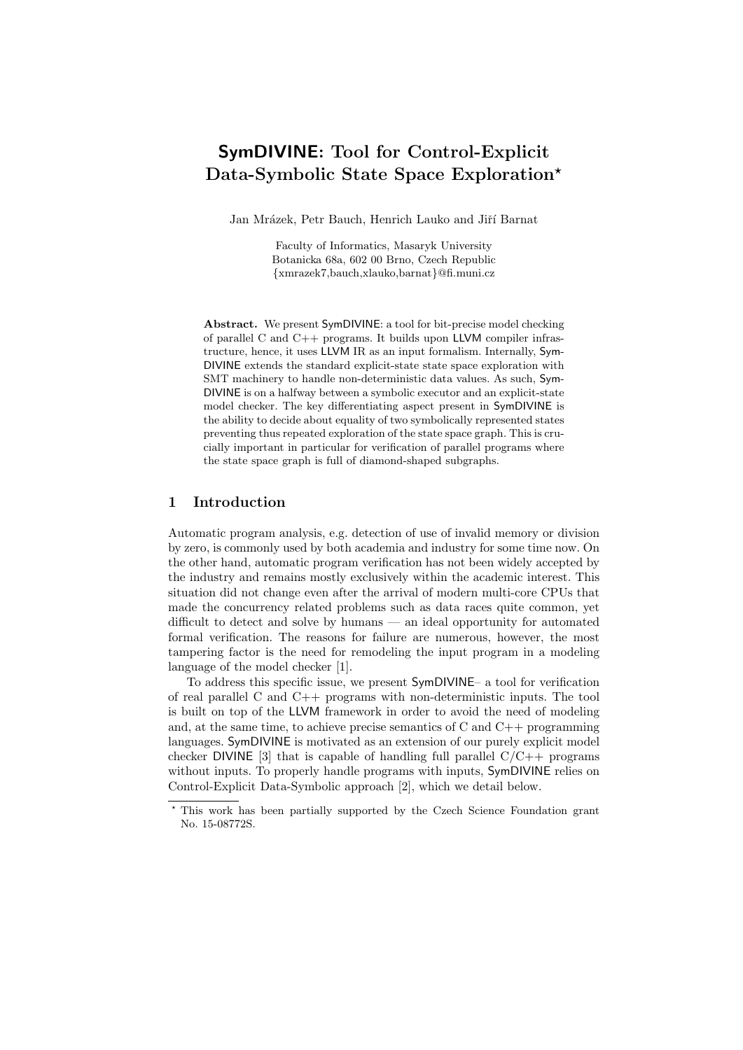# SymDIVINE: Tool for Control-Explicit Data-Symbolic State Space Exploration*

Jan Mrázek, Petr Bauch, Henrich Lauko and Jiří Barnat

Faculty of Informatics, Masaryk University
Botanicka 68a, 602 00 Brno, Czech Republic
{xmrazek7,bauch,xlauko,barnat}@fi.muni.cz

**Abstract.** We present SymDIVINE: a tool for bit-precise model checking of parallel C and C++ programs. It builds upon LLVM compiler infrastructure, hence, it uses LLVM IR as an input formalism. Internally, SymDIVINE extends the standard explicit-state state space exploration with SMT machinery to handle non-deterministic data values. As such, SymDIVINE is on a halfway between a symbolic executor and an explicit-state model checker. The key differentiating aspect present in SymDIVINE is the ability to decide about equality of two symbolically represented states preventing thus repeated exploration of the state space graph. This is crucially important in particular for verification of parallel programs where the state space graph is full of diamond-shaped subgraphs.

## 1 Introduction

Automatic program analysis, e.g. detection of use of invalid memory or division by zero, is commonly used by both academia and industry for some time now. On the other hand, automatic program verification has not been widely accepted by the industry and remains mostly exclusively within the academic interest. This situation did not change even after the arrival of modern multi-core CPUs that made the concurrency related problems such as data races quite common, yet difficult to detect and solve by humans — an ideal opportunity for automated formal verification. The reasons for failure are numerous, however, the most tampering factor is the need for remodeling the input program in a modeling language of the model checker [1].

To address this specific issue, we present SymDIVINE– a tool for verification of real parallel C and C++ programs with non-deterministic inputs. The tool is built on top of the LLVM framework in order to avoid the need of modeling and, at the same time, to achieve precise semantics of C and C++ programming languages. SymDIVINE is motivated as an extension of our purely explicit model checker DIVINE [3] that is capable of handling full parallel C/C++ programs without inputs. To properly handle programs with inputs, SymDIVINE relies on Control-Explicit Data-Symbolic approach [2], which we detail below.

* This work has been partially supported by the Czech Science Foundation grant No. 15-08772S.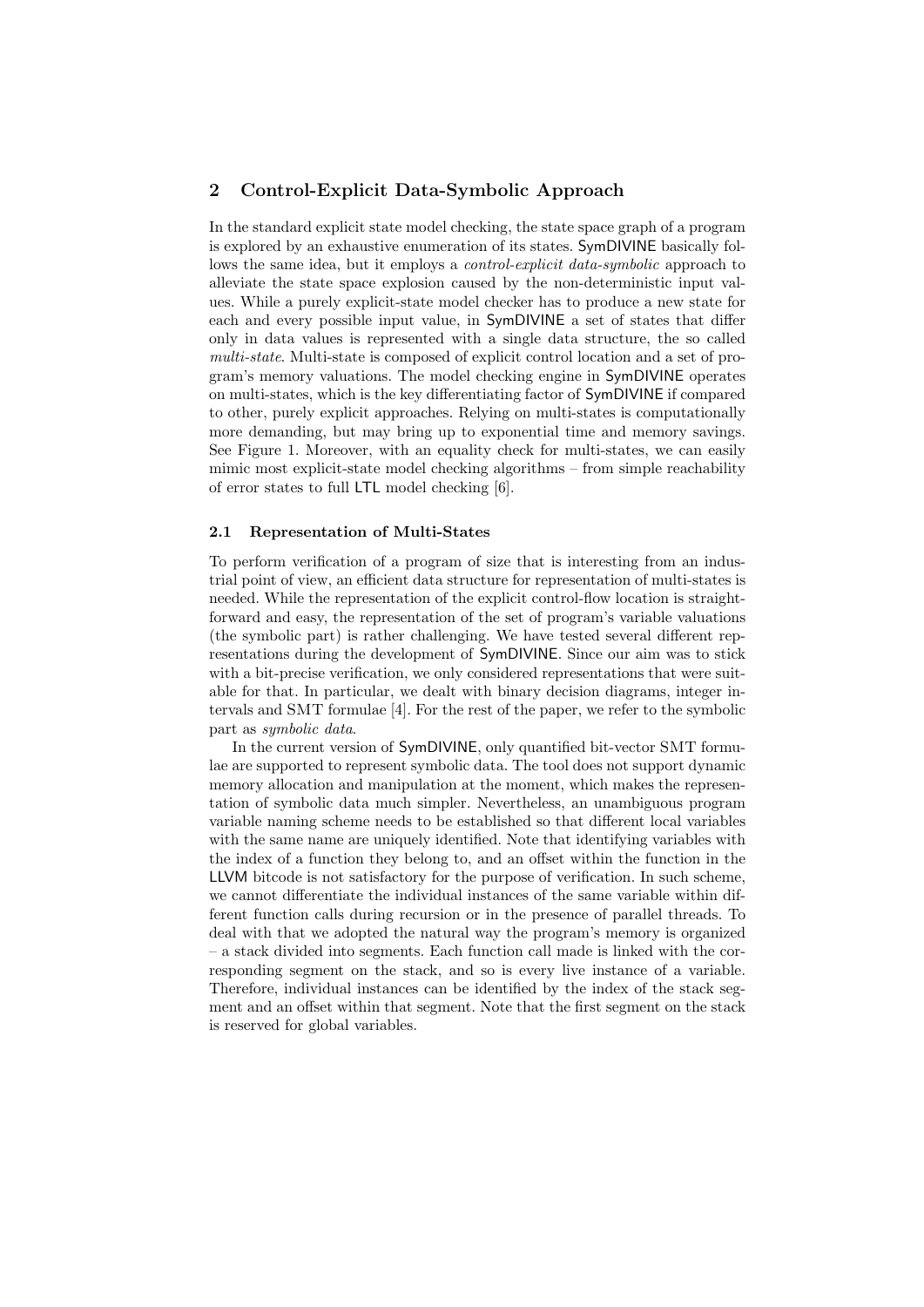## 2 Control-Explicit Data-Symbolic Approach

In the standard explicit state model checking, the state space graph of a program is explored by an exhaustive enumeration of its states. SymDIVINE basically follows the same idea, but it employs a *control-explicit data-symbolic* approach to alleviate the state space explosion caused by the non-deterministic input values. While a purely explicit-state model checker has to produce a new state for each and every possible input value, in SymDIVINE a set of states that differ only in data values is represented with a single data structure, the so called *multi-state*. Multi-state is composed of explicit control location and a set of program's memory valuations. The model checking engine in SymDIVINE operates on multi-states, which is the key differentiating factor of SymDIVINE if compared to other, purely explicit approaches. Relying on multi-states is computationally more demanding, but may bring up to exponential time and memory savings. See Figure 1. Moreover, with an equality check for multi-states, we can easily mimic most explicit-state model checking algorithms – from simple reachability of error states to full LTL model checking [6].

### 2.1 Representation of Multi-States

To perform verification of a program of size that is interesting from an industrial point of view, an efficient data structure for representation of multi-states is needed. While the representation of the explicit control-flow location is straightforward and easy, the representation of the set of program's variable valuations (the symbolic part) is rather challenging. We have tested several different representations during the development of SymDIVINE. Since our aim was to stick with a bit-precise verification, we only considered representations that were suitable for that. In particular, we dealt with binary decision diagrams, integer intervals and SMT formulae [4]. For the rest of the paper, we refer to the symbolic part as *symbolic data*.

In the current version of SymDIVINE, only quantified bit-vector SMT formulae are supported to represent symbolic data. The tool does not support dynamic memory allocation and manipulation at the moment, which makes the representation of symbolic data much simpler. Nevertheless, an unambiguous program variable naming scheme needs to be established so that different local variables with the same name are uniquely identified. Note that identifying variables with the index of a function they belong to, and an offset within the function in the LLVM bitcode is not satisfactory for the purpose of verification. In such scheme, we cannot differentiate the individual instances of the same variable within different function calls during recursion or in the presence of parallel threads. To deal with that we adopted the natural way the program's memory is organized – a stack divided into segments. Each function call made is linked with the corresponding segment on the stack, and so is every live instance of a variable. Therefore, individual instances can be identified by the index of the stack segment and an offset within that segment. Note that the first segment on the stack is reserved for global variables.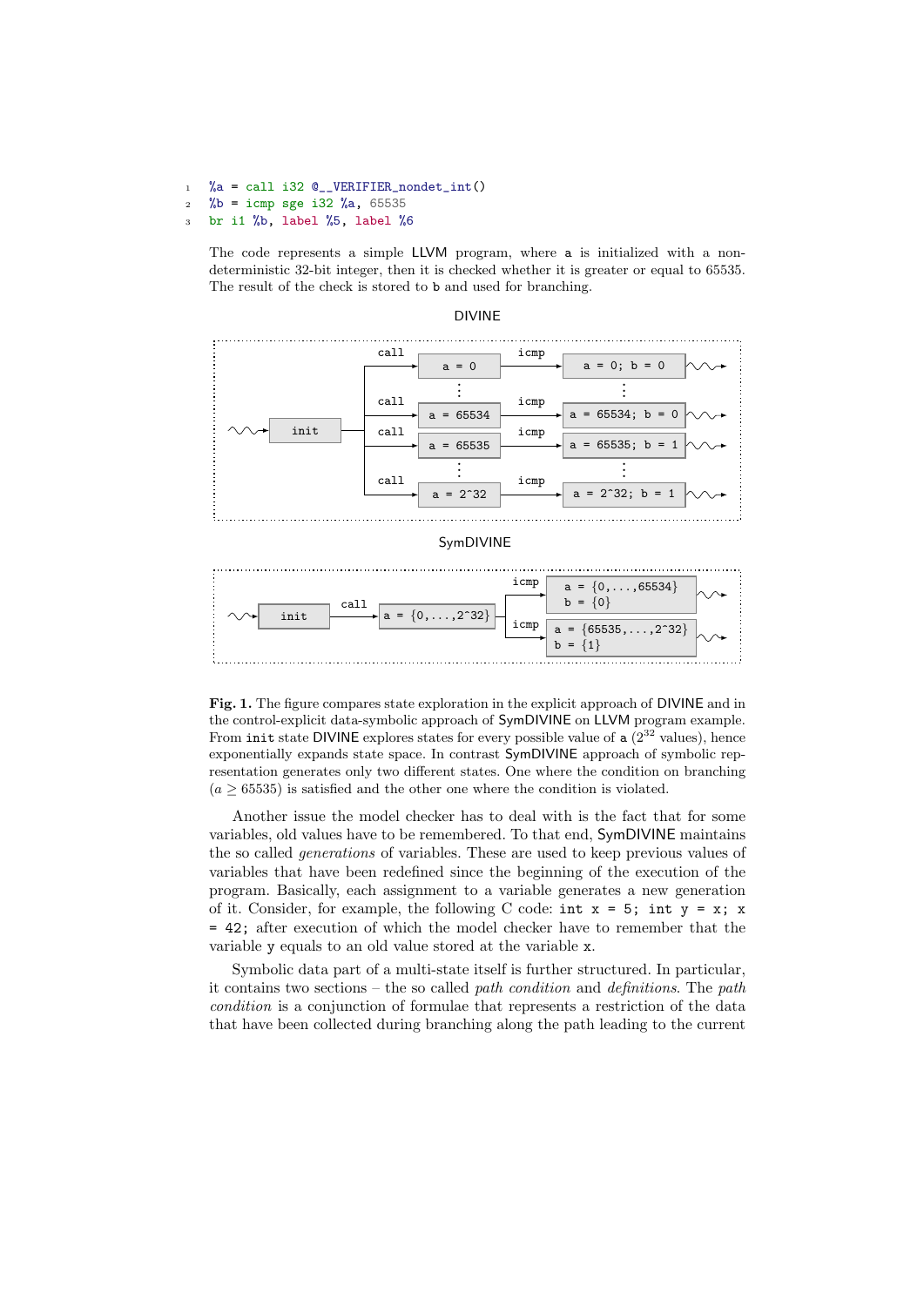```
%a = call i32 @__VERIFIER_nondet_int()
%b = icmp sge i32 %a, 65535
br i1 %b, label %5, label %6
```

The code represents a simple LLVM program, where a is initialized with a non-deterministic 32-bit integer, then it is checked whether it is greater or equal to 65535. The result of the check is stored to b and used for branching.

DIVINE

```
                     call              icmp
                   ┌──────▶ a = 0 ─────────▶ a = 0; b = 0 ~~>
                   │          ⋮                   ⋮
                   │ call              icmp
~~> init ──────────┼──────▶ a = 65534 ─────▶ a = 65534; b = 0 ~~>
                   │ call              icmp
                   ├──────▶ a = 65535 ─────▶ a = 65535; b = 1 ~~>
                   │          ⋮                   ⋮
                   │ call              icmp
                   └──────▶ a = 2^32 ──────▶ a = 2^32; b = 1 ~~>
```

SymDIVINE

```
                                              icmp
                                           ┌──────▶ a = {0,...,65534}
                                           │        b = {0}            ~~>
~~> init ── call ──▶ a = {0,...,2^32} ─────┤
                                           │  icmp
                                           └──────▶ a = {65535,...,2^32}
                                                    b = {1}            ~~>
```

**Fig. 1.** The figure compares state exploration in the explicit approach of DIVINE and in the control-explicit data-symbolic approach of SymDIVINE on LLVM program example. From init state DIVINE explores states for every possible value of a ($2^{32}$ values), hence exponentially expands state space. In contrast SymDIVINE approach of symbolic representation generates only two different states. One where the condition on branching ($a \geq 65535$) is satisfied and the other one where the condition is violated.

Another issue the model checker has to deal with is the fact that for some variables, old values have to be remembered. To that end, SymDIVINE maintains the so called *generations* of variables. These are used to keep previous values of variables that have been redefined since the beginning of the execution of the program. Basically, each assignment to a variable generates a new generation of it. Consider, for example, the following C code: `int x = 5; int y = x; x = 42;` after execution of which the model checker have to remember that the variable y equals to an old value stored at the variable x.

Symbolic data part of a multi-state itself is further structured. In particular, it contains two sections – the so called *path condition* and *definitions*. The *path condition* is a conjunction of formulae that represents a restriction of the data that have been collected during branching along the path leading to the current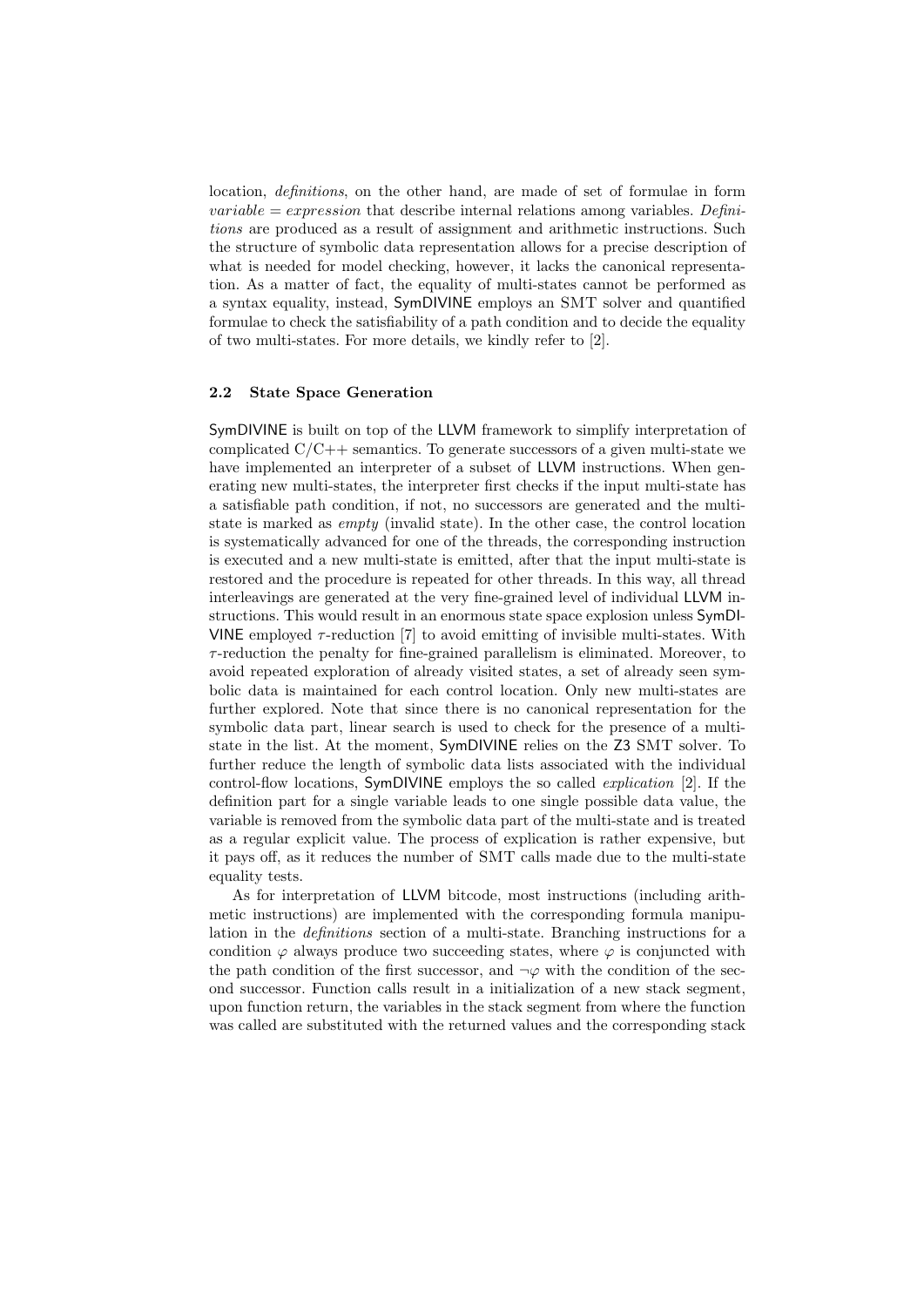location, *definitions*, on the other hand, are made of set of formulae in form *variable = expression* that describe internal relations among variables. *Definitions* are produced as a result of assignment and arithmetic instructions. Such the structure of symbolic data representation allows for a precise description of what is needed for model checking, however, it lacks the canonical representation. As a matter of fact, the equality of multi-states cannot be performed as a syntax equality, instead, SymDIVINE employs an SMT solver and quantified formulae to check the satisfiability of a path condition and to decide the equality of two multi-states. For more details, we kindly refer to [2].

### 2.2 State Space Generation

SymDIVINE is built on top of the LLVM framework to simplify interpretation of complicated C/C++ semantics. To generate successors of a given multi-state we have implemented an interpreter of a subset of LLVM instructions. When generating new multi-states, the interpreter first checks if the input multi-state has a satisfiable path condition, if not, no successors are generated and the multi-state is marked as *empty* (invalid state). In the other case, the control location is systematically advanced for one of the threads, the corresponding instruction is executed and a new multi-state is emitted, after that the input multi-state is restored and the procedure is repeated for other threads. In this way, all thread interleavings are generated at the very fine-grained level of individual LLVM instructions. This would result in an enormous state space explosion unless SymDIVINE employed $\tau$-reduction [7] to avoid emitting of invisible multi-states. With $\tau$-reduction the penalty for fine-grained parallelism is eliminated. Moreover, to avoid repeated exploration of already visited states, a set of already seen symbolic data is maintained for each control location. Only new multi-states are further explored. Note that since there is no canonical representation for the symbolic data part, linear search is used to check for the presence of a multi-state in the list. At the moment, SymDIVINE relies on the Z3 SMT solver. To further reduce the length of symbolic data lists associated with the individual control-flow locations, SymDIVINE employs the so called *explication* [2]. If the definition part for a single variable leads to one single possible data value, the variable is removed from the symbolic data part of the multi-state and is treated as a regular explicit value. The process of explication is rather expensive, but it pays off, as it reduces the number of SMT calls made due to the multi-state equality tests.

As for interpretation of LLVM bitcode, most instructions (including arithmetic instructions) are implemented with the corresponding formula manipulation in the *definitions* section of a multi-state. Branching instructions for a condition $\varphi$ always produce two succeeding states, where $\varphi$ is conjuncted with the path condition of the first successor, and $\neg\varphi$ with the condition of the second successor. Function calls result in a initialization of a new stack segment, upon function return, the variables in the stack segment from where the function was called are substituted with the returned values and the corresponding stack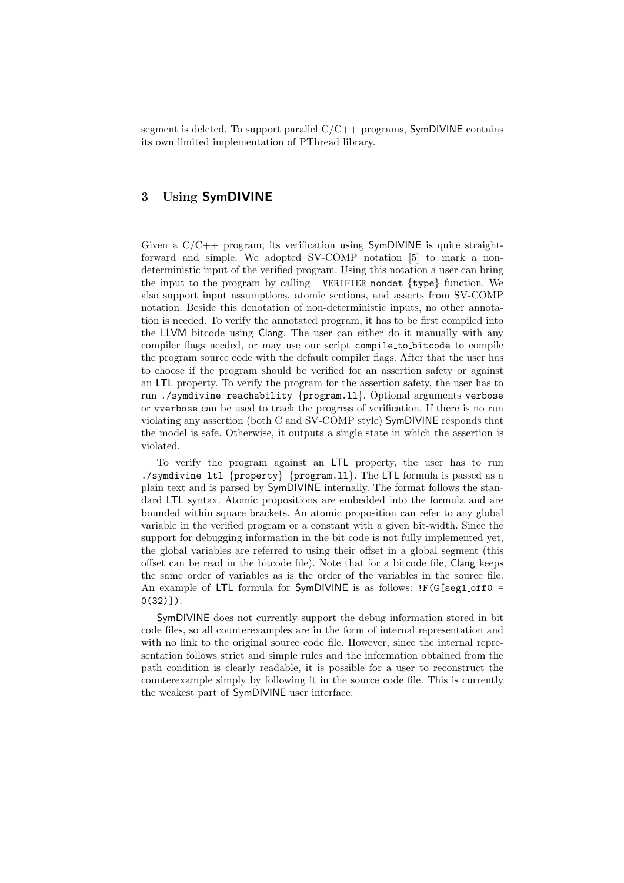segment is deleted. To support parallel C/C++ programs, SymDIVINE contains its own limited implementation of PThread library.

## 3 Using SymDIVINE

Given a C/C++ program, its verification using SymDIVINE is quite straightforward and simple. We adopted SV-COMP notation [5] to mark a non-deterministic input of the verified program. Using this notation a user can bring the input to the program by calling `__VERIFIER_nondet_{type}` function. We also support input assumptions, atomic sections, and asserts from SV-COMP notation. Beside this denotation of non-deterministic inputs, no other annotation is needed. To verify the annotated program, it has to be first compiled into the LLVM bitcode using Clang. The user can either do it manually with any compiler flags needed, or may use our script `compile_to_bitcode` to compile the program source code with the default compiler flags. After that the user has to choose if the program should be verified for an assertion safety or against an LTL property. To verify the program for the assertion safety, the user has to run `./symdivine reachability {program.ll}`. Optional arguments `verbose` or `vverbose` can be used to track the progress of verification. If there is no run violating any assertion (both C and SV-COMP style) SymDIVINE responds that the model is safe. Otherwise, it outputs a single state in which the assertion is violated.

To verify the program against an LTL property, the user has to run `./symdivine ltl {property} {program.ll}`. The LTL formula is passed as a plain text and is parsed by SymDIVINE internally. The format follows the standard LTL syntax. Atomic propositions are embedded into the formula and are bounded within square brackets. An atomic proposition can refer to any global variable in the verified program or a constant with a given bit-width. Since the support for debugging information in the bit code is not fully implemented yet, the global variables are referred to using their offset in a global segment (this offset can be read in the bitcode file). Note that for a bitcode file, Clang keeps the same order of variables as is the order of the variables in the source file. An example of LTL formula for SymDIVINE is as follows: `!F(G[seg1_off0 = 0(32)])`.

SymDIVINE does not currently support the debug information stored in bit code files, so all counterexamples are in the form of internal representation and with no link to the original source code file. However, since the internal representation follows strict and simple rules and the information obtained from the path condition is clearly readable, it is possible for a user to reconstruct the counterexample simply by following it in the source code file. This is currently the weakest part of SymDIVINE user interface.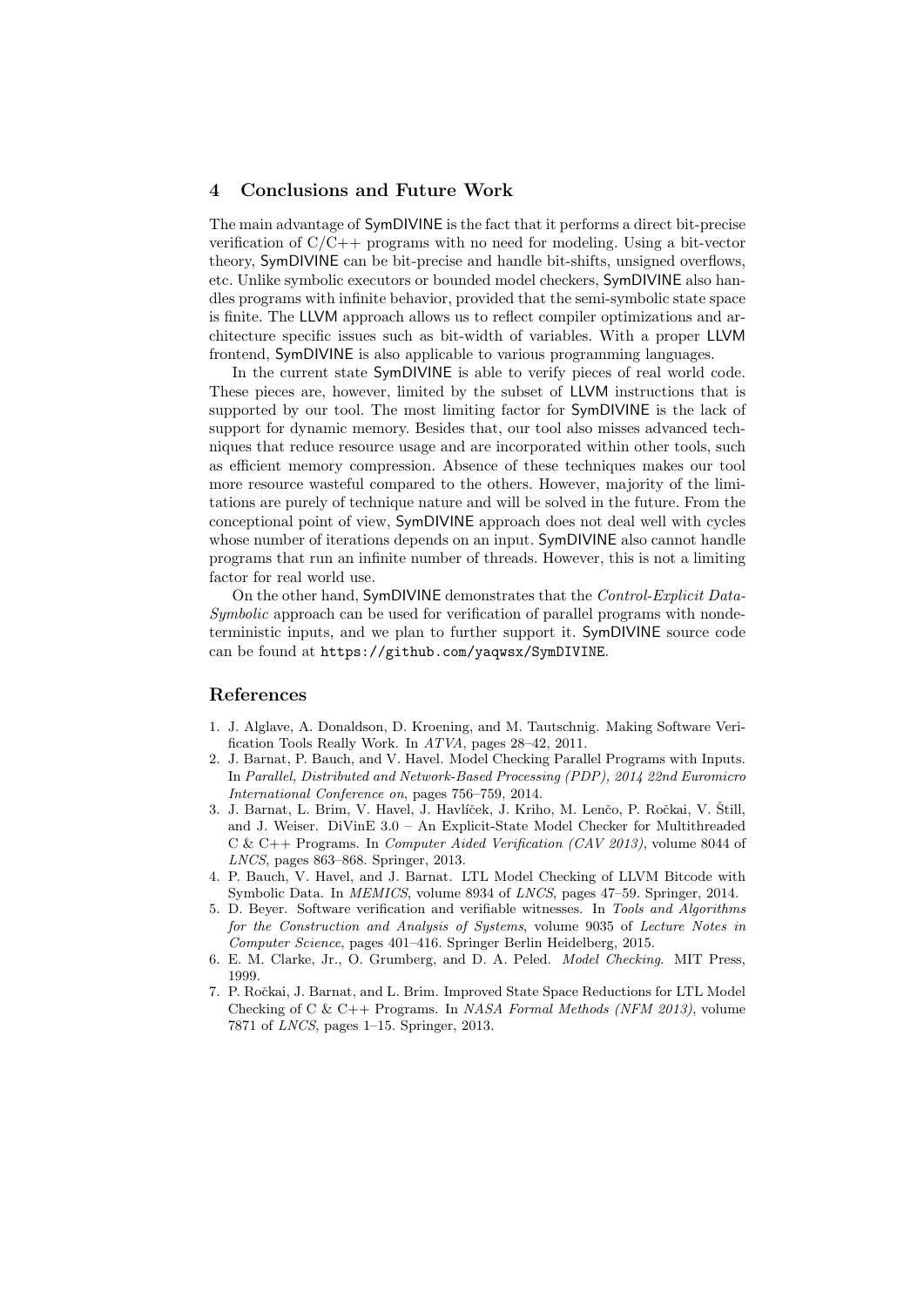## 4 Conclusions and Future Work

The main advantage of SymDIVINE is the fact that it performs a direct bit-precise verification of C/C++ programs with no need for modeling. Using a bit-vector theory, SymDIVINE can be bit-precise and handle bit-shifts, unsigned overflows, etc. Unlike symbolic executors or bounded model checkers, SymDIVINE also handles programs with infinite behavior, provided that the semi-symbolic state space is finite. The LLVM approach allows us to reflect compiler optimizations and architecture specific issues such as bit-width of variables. With a proper LLVM frontend, SymDIVINE is also applicable to various programming languages.

In the current state SymDIVINE is able to verify pieces of real world code. These pieces are, however, limited by the subset of LLVM instructions that is supported by our tool. The most limiting factor for SymDIVINE is the lack of support for dynamic memory. Besides that, our tool also misses advanced techniques that reduce resource usage and are incorporated within other tools, such as efficient memory compression. Absence of these techniques makes our tool more resource wasteful compared to the others. However, majority of the limitations are purely of technique nature and will be solved in the future. From the conceptional point of view, SymDIVINE approach does not deal well with cycles whose number of iterations depends on an input. SymDIVINE also cannot handle programs that run an infinite number of threads. However, this is not a limiting factor for real world use.

On the other hand, SymDIVINE demonstrates that the *Control-Explicit Data-Symbolic* approach can be used for verification of parallel programs with nondeterministic inputs, and we plan to further support it. SymDIVINE source code can be found at `https://github.com/yaqwsx/SymDIVINE`.

## References

1. J. Alglave, A. Donaldson, D. Kroening, and M. Tautschnig. Making Software Verification Tools Really Work. In *ATVA*, pages 28–42, 2011.
2. J. Barnat, P. Bauch, and V. Havel. Model Checking Parallel Programs with Inputs. In *Parallel, Distributed and Network-Based Processing (PDP), 2014 22nd Euromicro International Conference on*, pages 756–759, 2014.
3. J. Barnat, L. Brim, V. Havel, J. Havlíček, J. Kriho, M. Lenčo, P. Ročkai, V. Štill, and J. Weiser. DiVinE 3.0 – An Explicit-State Model Checker for Multithreaded C & C++ Programs. In *Computer Aided Verification (CAV 2013)*, volume 8044 of *LNCS*, pages 863–868. Springer, 2013.
4. P. Bauch, V. Havel, and J. Barnat. LTL Model Checking of LLVM Bitcode with Symbolic Data. In *MEMICS*, volume 8934 of *LNCS*, pages 47–59. Springer, 2014.
5. D. Beyer. Software verification and verifiable witnesses. In *Tools and Algorithms for the Construction and Analysis of Systems*, volume 9035 of *Lecture Notes in Computer Science*, pages 401–416. Springer Berlin Heidelberg, 2015.
6. E. M. Clarke, Jr., O. Grumberg, and D. A. Peled. *Model Checking*. MIT Press, 1999.
7. P. Ročkai, J. Barnat, and L. Brim. Improved State Space Reductions for LTL Model Checking of C & C++ Programs. In *NASA Formal Methods (NFM 2013)*, volume 7871 of *LNCS*, pages 1–15. Springer, 2013.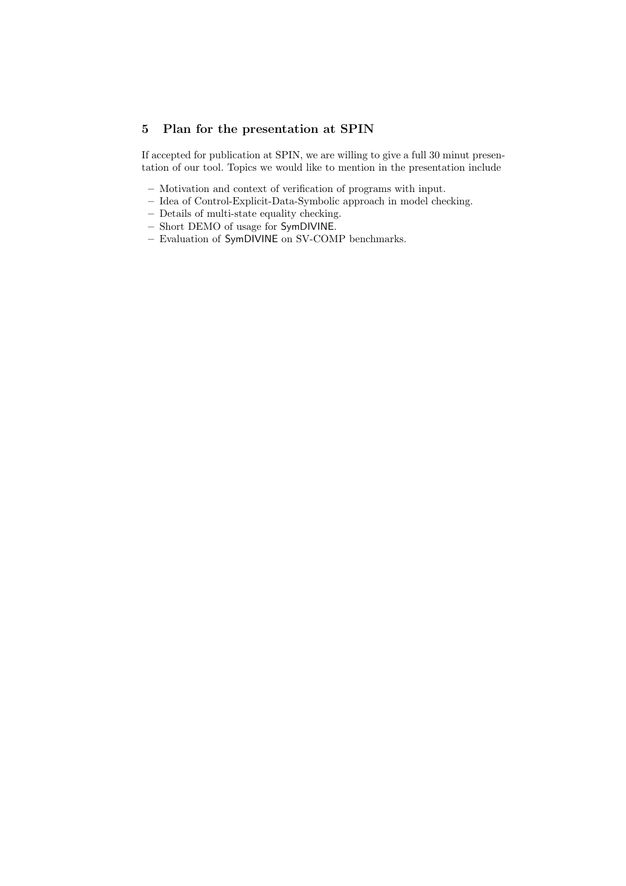## 5 Plan for the presentation at SPIN

If accepted for publication at SPIN, we are willing to give a full 30 minut presentation of our tool. Topics we would like to mention in the presentation include

- Motivation and context of verification of programs with input.
- Idea of Control-Explicit-Data-Symbolic approach in model checking.
- Details of multi-state equality checking.
- Short DEMO of usage for SymDIVINE.
- Evaluation of SymDIVINE on SV-COMP benchmarks.